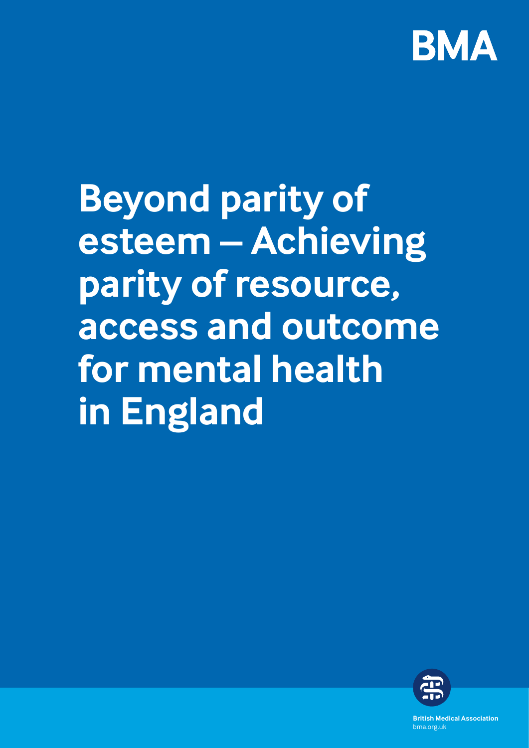BMA

# Beyond parity of esteem – Achieving parity of resource, access and outcome for mental health in England

**British Medical Association**
bma.org.uk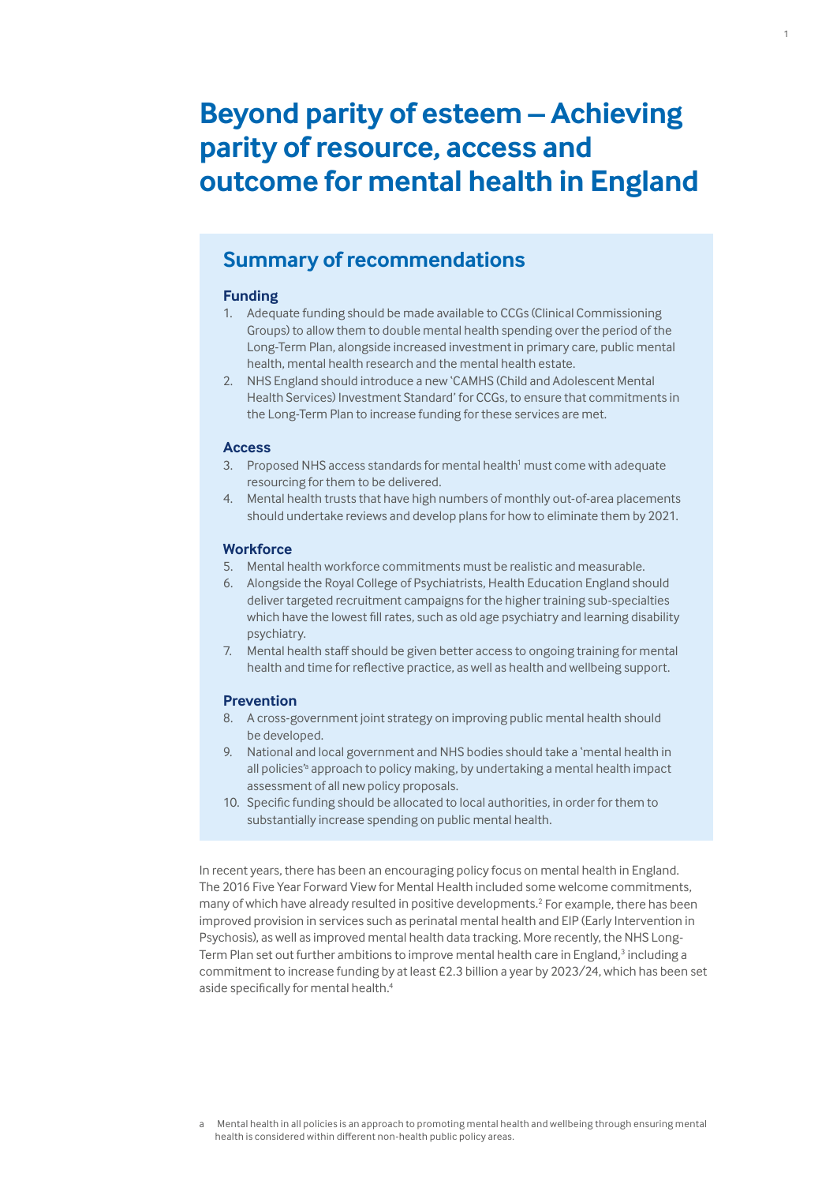# Beyond parity of esteem – Achieving parity of resource, access and outcome for mental health in England

## Summary of recommendations

### Funding

1. Adequate funding should be made available to CCGs (Clinical Commissioning Groups) to allow them to double mental health spending over the period of the Long-Term Plan, alongside increased investment in primary care, public mental health, mental health research and the mental health estate.
2. NHS England should introduce a new 'CAMHS (Child and Adolescent Mental Health Services) Investment Standard' for CCGs, to ensure that commitments in the Long-Term Plan to increase funding for these services are met.

### Access

3. Proposed NHS access standards for mental health[1] must come with adequate resourcing for them to be delivered.
4. Mental health trusts that have high numbers of monthly out-of-area placements should undertake reviews and develop plans for how to eliminate them by 2021.

### Workforce

5. Mental health workforce commitments must be realistic and measurable.
6. Alongside the Royal College of Psychiatrists, Health Education England should deliver targeted recruitment campaigns for the higher training sub-specialties which have the lowest fill rates, such as old age psychiatry and learning disability psychiatry.
7. Mental health staff should be given better access to ongoing training for mental health and time for reflective practice, as well as health and wellbeing support.

### Prevention

8. A cross-government joint strategy on improving public mental health should be developed.
9. National and local government and NHS bodies should take a 'mental health in all policies'[a] approach to policy making, by undertaking a mental health impact assessment of all new policy proposals.
10. Specific funding should be allocated to local authorities, in order for them to substantially increase spending on public mental health.

In recent years, there has been an encouraging policy focus on mental health in England. The 2016 Five Year Forward View for Mental Health included some welcome commitments, many of which have already resulted in positive developments.[2] For example, there has been improved provision in services such as perinatal mental health and EIP (Early Intervention in Psychosis), as well as improved mental health data tracking. More recently, the NHS Long-Term Plan set out further ambitions to improve mental health care in England,[3] including a commitment to increase funding by at least £2.3 billion a year by 2023/24, which has been set aside specifically for mental health.[4]

a Mental health in all policies is an approach to promoting mental health and wellbeing through ensuring mental health is considered within different non-health public policy areas.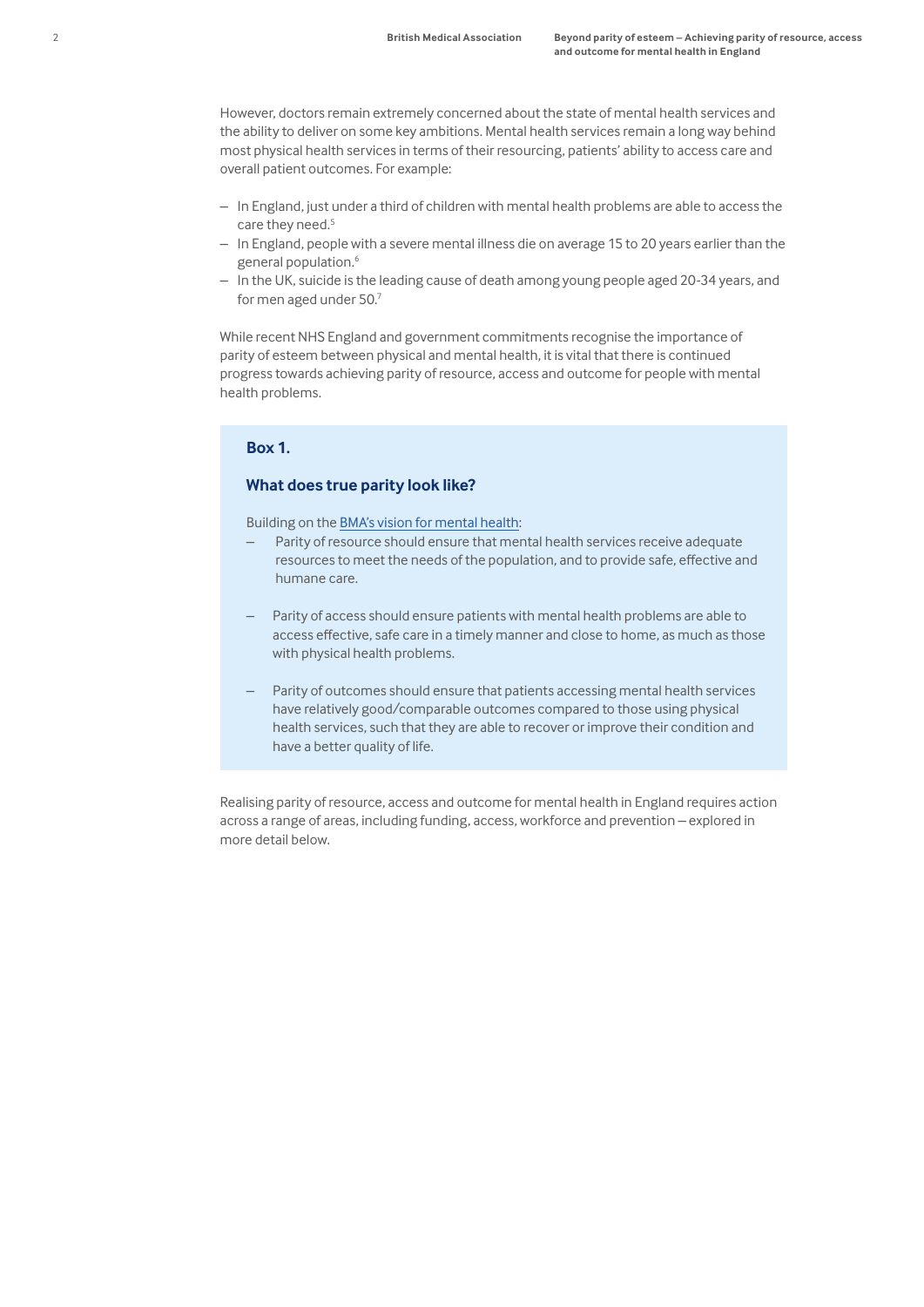However, doctors remain extremely concerned about the state of mental health services and the ability to deliver on some key ambitions. Mental health services remain a long way behind most physical health services in terms of their resourcing, patients' ability to access care and overall patient outcomes. For example:

- In England, just under a third of children with mental health problems are able to access the care they need.[5]
- In England, people with a severe mental illness die on average 15 to 20 years earlier than the general population.[6]
- In the UK, suicide is the leading cause of death among young people aged 20-34 years, and for men aged under 50.[7]

While recent NHS England and government commitments recognise the importance of parity of esteem between physical and mental health, it is vital that there is continued progress towards achieving parity of resource, access and outcome for people with mental health problems.

> **Box 1.**
>
> **What does true parity look like?**
>
> Building on the BMA's vision for mental health:
>
> - Parity of resource should ensure that mental health services receive adequate resources to meet the needs of the population, and to provide safe, effective and humane care.
> - Parity of access should ensure patients with mental health problems are able to access effective, safe care in a timely manner and close to home, as much as those with physical health problems.
> - Parity of outcomes should ensure that patients accessing mental health services have relatively good/comparable outcomes compared to those using physical health services, such that they are able to recover or improve their condition and have a better quality of life.

Realising parity of resource, access and outcome for mental health in England requires action across a range of areas, including funding, access, workforce and prevention – explored in more detail below.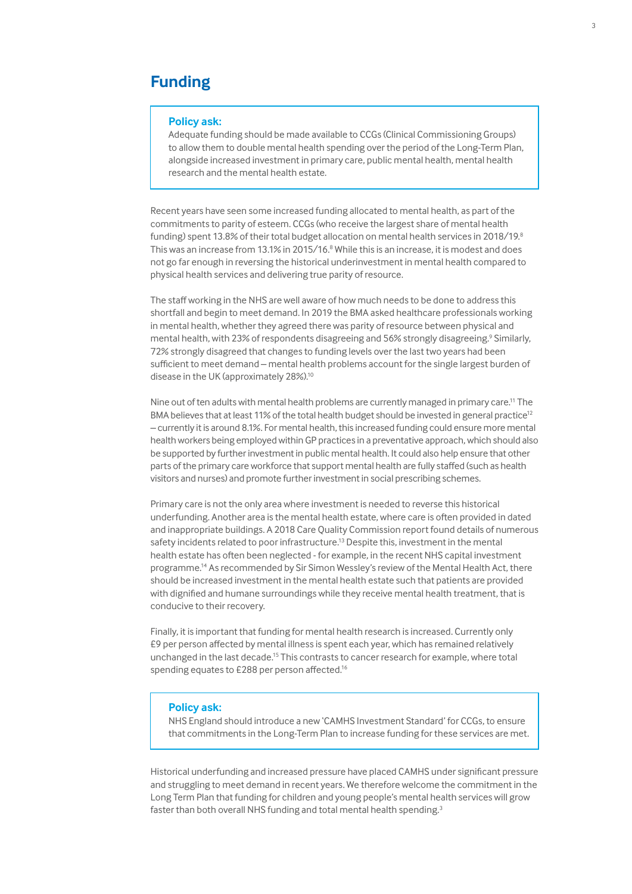## Funding

> **Policy ask:**
> Adequate funding should be made available to CCGs (Clinical Commissioning Groups) to allow them to double mental health spending over the period of the Long-Term Plan, alongside increased investment in primary care, public mental health, mental health research and the mental health estate.

Recent years have seen some increased funding allocated to mental health, as part of the commitments to parity of esteem. CCGs (who receive the largest share of mental health funding) spent 13.8% of their total budget allocation on mental health services in 2018/19.[8] This was an increase from 13.1% in 2015/16.[8] While this is an increase, it is modest and does not go far enough in reversing the historical underinvestment in mental health compared to physical health services and delivering true parity of resource.

The staff working in the NHS are well aware of how much needs to be done to address this shortfall and begin to meet demand. In 2019 the BMA asked healthcare professionals working in mental health, whether they agreed there was parity of resource between physical and mental health, with 23% of respondents disagreeing and 56% strongly disagreeing.[9] Similarly, 72% strongly disagreed that changes to funding levels over the last two years had been sufficient to meet demand – mental health problems account for the single largest burden of disease in the UK (approximately 28%).[10]

Nine out of ten adults with mental health problems are currently managed in primary care.[11] The BMA believes that at least 11% of the total health budget should be invested in general practice[12] – currently it is around 8.1%. For mental health, this increased funding could ensure more mental health workers being employed within GP practices in a preventative approach, which should also be supported by further investment in public mental health. It could also help ensure that other parts of the primary care workforce that support mental health are fully staffed (such as health visitors and nurses) and promote further investment in social prescribing schemes.

Primary care is not the only area where investment is needed to reverse this historical underfunding. Another area is the mental health estate, where care is often provided in dated and inappropriate buildings. A 2018 Care Quality Commission report found details of numerous safety incidents related to poor infrastructure.[13] Despite this, investment in the mental health estate has often been neglected - for example, in the recent NHS capital investment programme.[14] As recommended by Sir Simon Wessley's review of the Mental Health Act, there should be increased investment in the mental health estate such that patients are provided with dignified and humane surroundings while they receive mental health treatment, that is conducive to their recovery.

Finally, it is important that funding for mental health research is increased. Currently only £9 per person affected by mental illness is spent each year, which has remained relatively unchanged in the last decade.[15] This contrasts to cancer research for example, where total spending equates to £288 per person affected.[16]

> **Policy ask:**
> NHS England should introduce a new 'CAMHS Investment Standard' for CCGs, to ensure that commitments in the Long-Term Plan to increase funding for these services are met.

Historical underfunding and increased pressure have placed CAMHS under significant pressure and struggling to meet demand in recent years. We therefore welcome the commitment in the Long Term Plan that funding for children and young people's mental health services will grow faster than both overall NHS funding and total mental health spending.[3]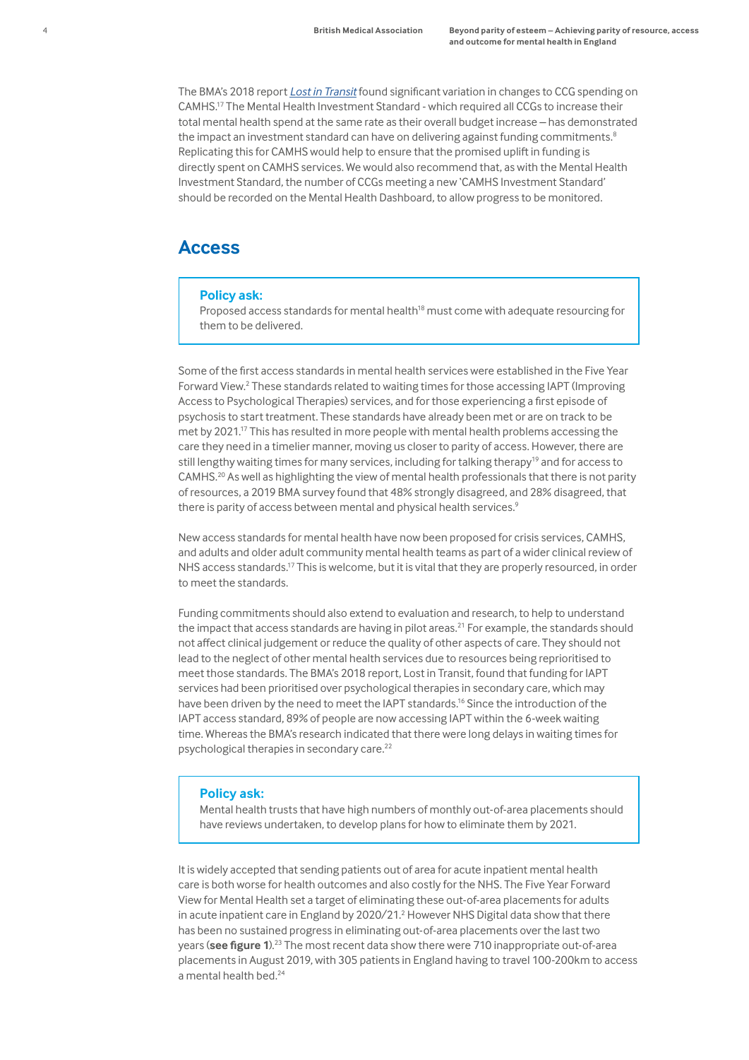The BMA's 2018 report *Lost in Transit* found significant variation in changes to CCG spending on CAMHS.[17] The Mental Health Investment Standard - which required all CCGs to increase their total mental health spend at the same rate as their overall budget increase – has demonstrated the impact an investment standard can have on delivering against funding commitments.[8] Replicating this for CAMHS would help to ensure that the promised uplift in funding is directly spent on CAMHS services. We would also recommend that, as with the Mental Health Investment Standard, the number of CCGs meeting a new 'CAMHS Investment Standard' should be recorded on the Mental Health Dashboard, to allow progress to be monitored.

## Access

> **Policy ask:**
> Proposed access standards for mental health[18] must come with adequate resourcing for them to be delivered.

Some of the first access standards in mental health services were established in the Five Year Forward View.[2] These standards related to waiting times for those accessing IAPT (Improving Access to Psychological Therapies) services, and for those experiencing a first episode of psychosis to start treatment. These standards have already been met or are on track to be met by 2021.[17] This has resulted in more people with mental health problems accessing the care they need in a timelier manner, moving us closer to parity of access. However, there are still lengthy waiting times for many services, including for talking therapy[19] and for access to CAMHS.[20] As well as highlighting the view of mental health professionals that there is not parity of resources, a 2019 BMA survey found that 48% strongly disagreed, and 28% disagreed, that there is parity of access between mental and physical health services.[9]

New access standards for mental health have now been proposed for crisis services, CAMHS, and adults and older adult community mental health teams as part of a wider clinical review of NHS access standards.[17] This is welcome, but it is vital that they are properly resourced, in order to meet the standards.

Funding commitments should also extend to evaluation and research, to help to understand the impact that access standards are having in pilot areas.[21] For example, the standards should not affect clinical judgement or reduce the quality of other aspects of care. They should not lead to the neglect of other mental health services due to resources being reprioritised to meet those standards. The BMA's 2018 report, Lost in Transit, found that funding for IAPT services had been prioritised over psychological therapies in secondary care, which may have been driven by the need to meet the IAPT standards.[16] Since the introduction of the IAPT access standard, 89% of people are now accessing IAPT within the 6-week waiting time. Whereas the BMA's research indicated that there were long delays in waiting times for psychological therapies in secondary care.[22]

> **Policy ask:**
> Mental health trusts that have high numbers of monthly out-of-area placements should have reviews undertaken, to develop plans for how to eliminate them by 2021.

It is widely accepted that sending patients out of area for acute inpatient mental health care is both worse for health outcomes and also costly for the NHS. The Five Year Forward View for Mental Health set a target of eliminating these out-of-area placements for adults in acute inpatient care in England by 2020/21.[2] However NHS Digital data show that there has been no sustained progress in eliminating out-of-area placements over the last two years (**see figure 1**).[23] The most recent data show there were 710 inappropriate out-of-area placements in August 2019, with 305 patients in England having to travel 100-200km to access a mental health bed.[24]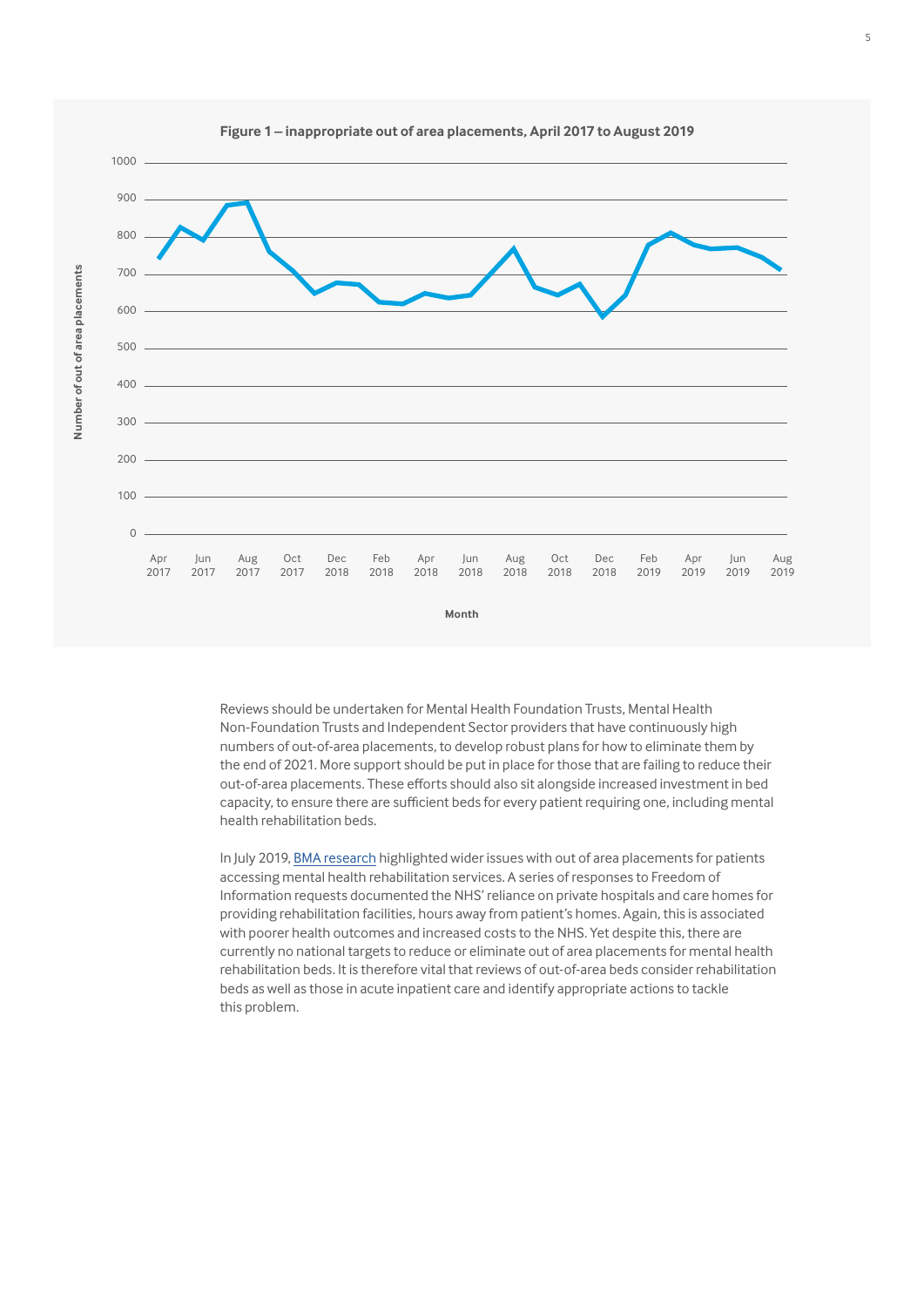**Figure 1 – inappropriate out of area placements, April 2017 to August 2019**

Reviews should be undertaken for Mental Health Foundation Trusts, Mental Health Non-Foundation Trusts and Independent Sector providers that have continuously high numbers of out-of-area placements, to develop robust plans for how to eliminate them by the end of 2021. More support should be put in place for those that are failing to reduce their out-of-area placements. These efforts should also sit alongside increased investment in bed capacity, to ensure there are sufficient beds for every patient requiring one, including mental health rehabilitation beds.

In July 2019, BMA research highlighted wider issues with out of area placements for patients accessing mental health rehabilitation services. A series of responses to Freedom of Information requests documented the NHS' reliance on private hospitals and care homes for providing rehabilitation facilities, hours away from patient's homes. Again, this is associated with poorer health outcomes and increased costs to the NHS. Yet despite this, there are currently no national targets to reduce or eliminate out of area placements for mental health rehabilitation beds. It is therefore vital that reviews of out-of-area beds consider rehabilitation beds as well as those in acute inpatient care and identify appropriate actions to tackle this problem.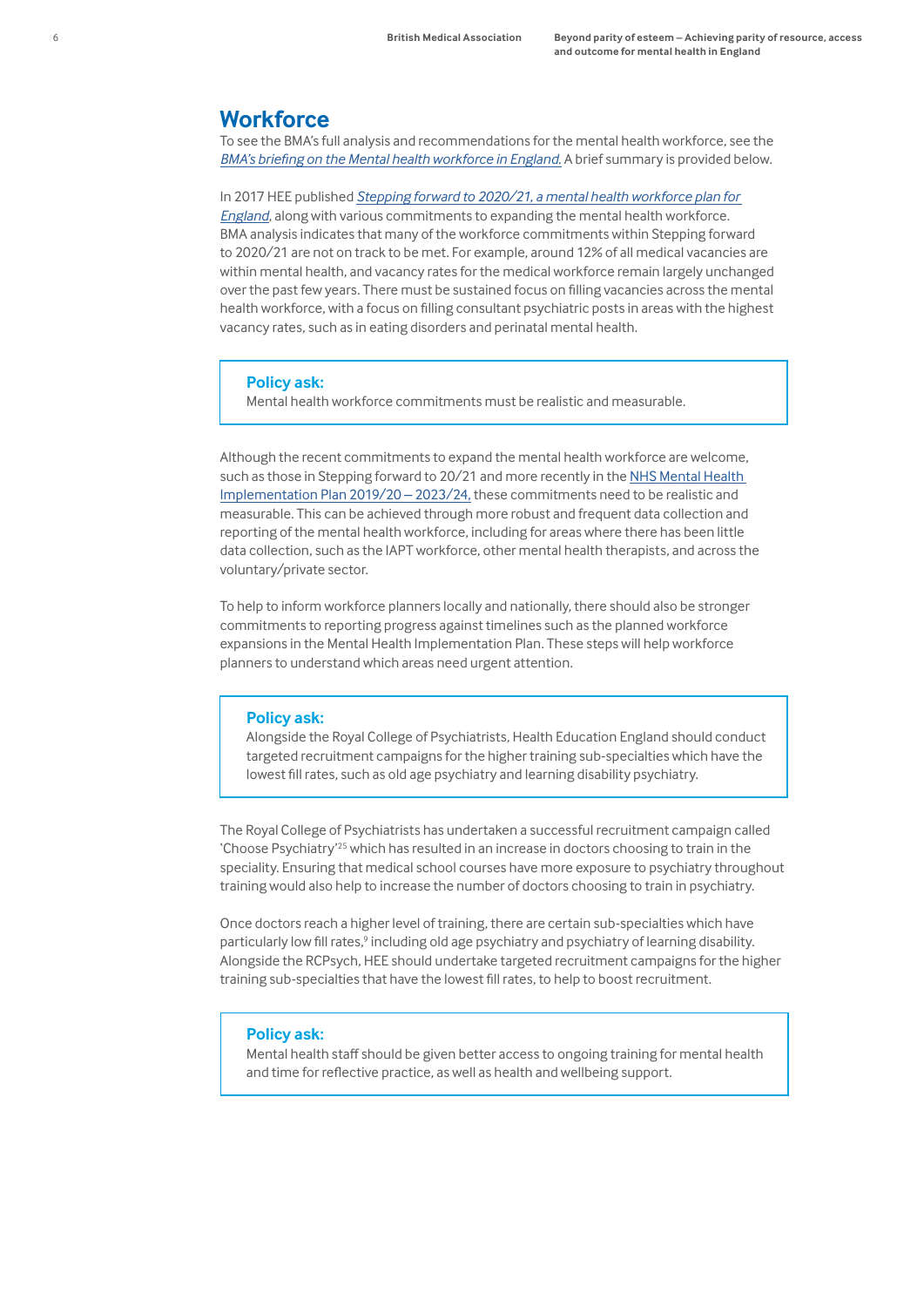## Workforce

To see the BMA's full analysis and recommendations for the mental health workforce, see the *BMA's briefing on the Mental health workforce in England.* A brief summary is provided below.

In 2017 HEE published *Stepping forward to 2020/21, a mental health workforce plan for England*, along with various commitments to expanding the mental health workforce. BMA analysis indicates that many of the workforce commitments within Stepping forward to 2020/21 are not on track to be met. For example, around 12% of all medical vacancies are within mental health, and vacancy rates for the medical workforce remain largely unchanged over the past few years. There must be sustained focus on filling vacancies across the mental health workforce, with a focus on filling consultant psychiatric posts in areas with the highest vacancy rates, such as in eating disorders and perinatal mental health.

> **Policy ask:**
> Mental health workforce commitments must be realistic and measurable.

Although the recent commitments to expand the mental health workforce are welcome, such as those in Stepping forward to 20/21 and more recently in the NHS Mental Health Implementation Plan 2019/20 – 2023/24, these commitments need to be realistic and measurable. This can be achieved through more robust and frequent data collection and reporting of the mental health workforce, including for areas where there has been little data collection, such as the IAPT workforce, other mental health therapists, and across the voluntary/private sector.

To help to inform workforce planners locally and nationally, there should also be stronger commitments to reporting progress against timelines such as the planned workforce expansions in the Mental Health Implementation Plan. These steps will help workforce planners to understand which areas need urgent attention.

> **Policy ask:**
> Alongside the Royal College of Psychiatrists, Health Education England should conduct targeted recruitment campaigns for the higher training sub-specialties which have the lowest fill rates, such as old age psychiatry and learning disability psychiatry.

The Royal College of Psychiatrists has undertaken a successful recruitment campaign called 'Choose Psychiatry'[25] which has resulted in an increase in doctors choosing to train in the speciality. Ensuring that medical school courses have more exposure to psychiatry throughout training would also help to increase the number of doctors choosing to train in psychiatry.

Once doctors reach a higher level of training, there are certain sub-specialties which have particularly low fill rates,[9] including old age psychiatry and psychiatry of learning disability. Alongside the RCPsych, HEE should undertake targeted recruitment campaigns for the higher training sub-specialties that have the lowest fill rates, to help to boost recruitment.

> **Policy ask:**
> Mental health staff should be given better access to ongoing training for mental health and time for reflective practice, as well as health and wellbeing support.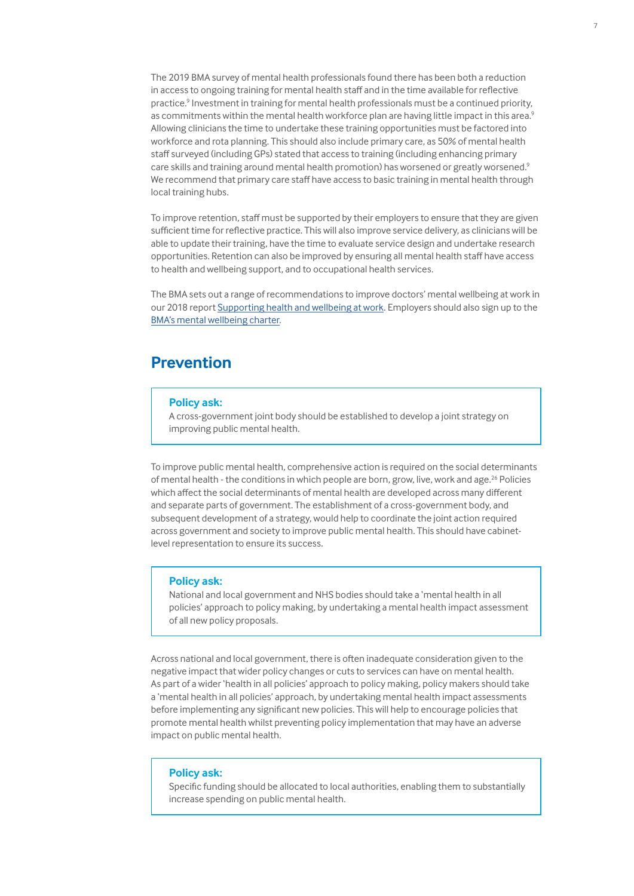The 2019 BMA survey of mental health professionals found there has been both a reduction in access to ongoing training for mental health staff and in the time available for reflective practice.[9] Investment in training for mental health professionals must be a continued priority, as commitments within the mental health workforce plan are having little impact in this area.[9] Allowing clinicians the time to undertake these training opportunities must be factored into workforce and rota planning. This should also include primary care, as 50% of mental health staff surveyed (including GPs) stated that access to training (including enhancing primary care skills and training around mental health promotion) has worsened or greatly worsened.[9] We recommend that primary care staff have access to basic training in mental health through local training hubs.

To improve retention, staff must be supported by their employers to ensure that they are given sufficient time for reflective practice. This will also improve service delivery, as clinicians will be able to update their training, have the time to evaluate service design and undertake research opportunities. Retention can also be improved by ensuring all mental health staff have access to health and wellbeing support, and to occupational health services.

The BMA sets out a range of recommendations to improve doctors' mental wellbeing at work in our 2018 report Supporting health and wellbeing at work. Employers should also sign up to the BMA's mental wellbeing charter.

## Prevention

> **Policy ask:**
> A cross-government joint body should be established to develop a joint strategy on improving public mental health.

To improve public mental health, comprehensive action is required on the social determinants of mental health - the conditions in which people are born, grow, live, work and age.[26] Policies which affect the social determinants of mental health are developed across many different and separate parts of government. The establishment of a cross-government body, and subsequent development of a strategy, would help to coordinate the joint action required across government and society to improve public mental health. This should have cabinet-level representation to ensure its success.

> **Policy ask:**
> National and local government and NHS bodies should take a 'mental health in all policies' approach to policy making, by undertaking a mental health impact assessment of all new policy proposals.

Across national and local government, there is often inadequate consideration given to the negative impact that wider policy changes or cuts to services can have on mental health. As part of a wider 'health in all policies' approach to policy making, policy makers should take a 'mental health in all policies' approach, by undertaking mental health impact assessments before implementing any significant new policies. This will help to encourage policies that promote mental health whilst preventing policy implementation that may have an adverse impact on public mental health.

> **Policy ask:**
> Specific funding should be allocated to local authorities, enabling them to substantially increase spending on public mental health.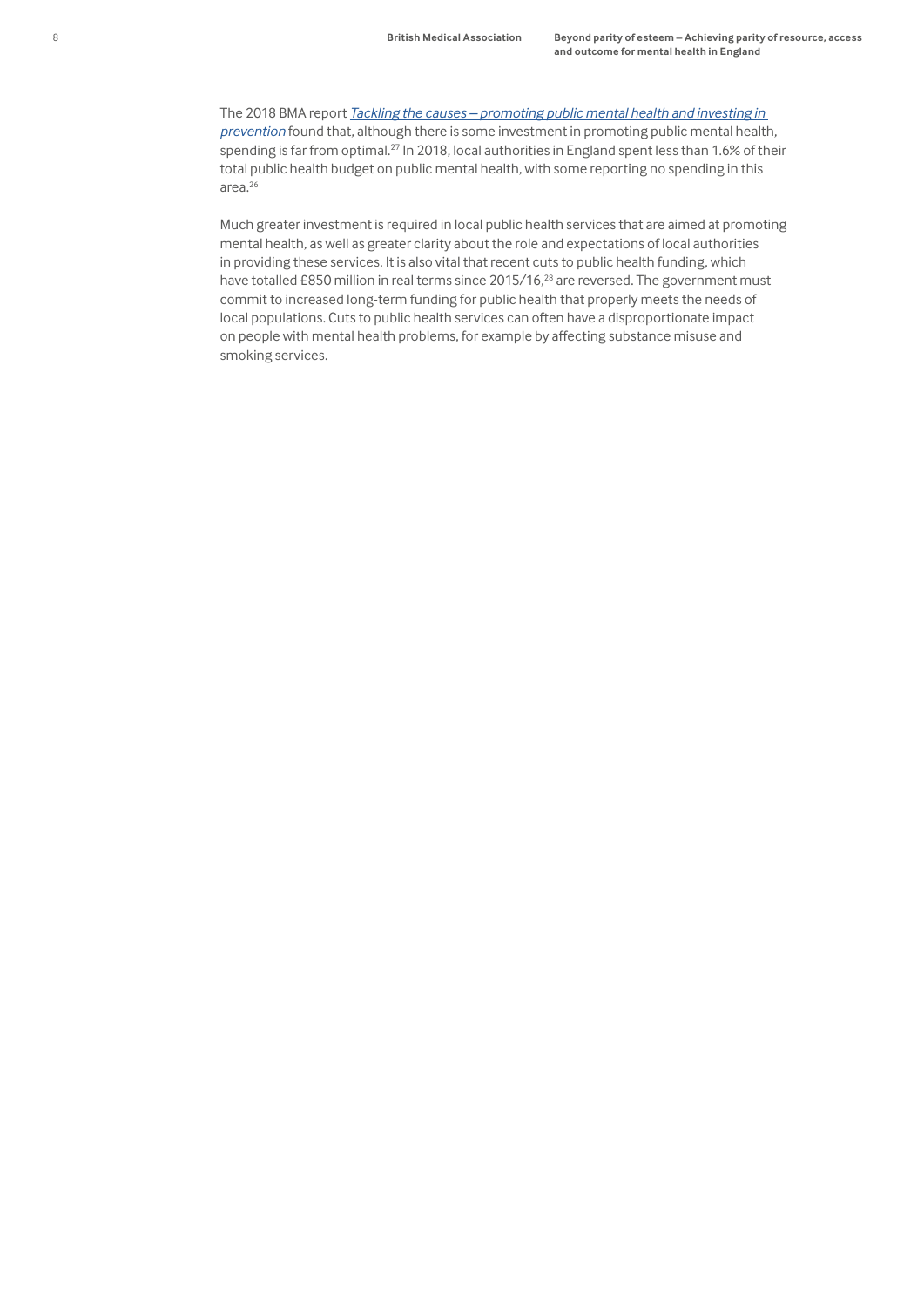The 2018 BMA report *Tackling the causes – promoting public mental health and investing in prevention* found that, although there is some investment in promoting public mental health, spending is far from optimal.[27] In 2018, local authorities in England spent less than 1.6% of their total public health budget on public mental health, with some reporting no spending in this area.[26]

Much greater investment is required in local public health services that are aimed at promoting mental health, as well as greater clarity about the role and expectations of local authorities in providing these services. It is also vital that recent cuts to public health funding, which have totalled £850 million in real terms since 2015/16,[28] are reversed. The government must commit to increased long-term funding for public health that properly meets the needs of local populations. Cuts to public health services can often have a disproportionate impact on people with mental health problems, for example by affecting substance misuse and smoking services.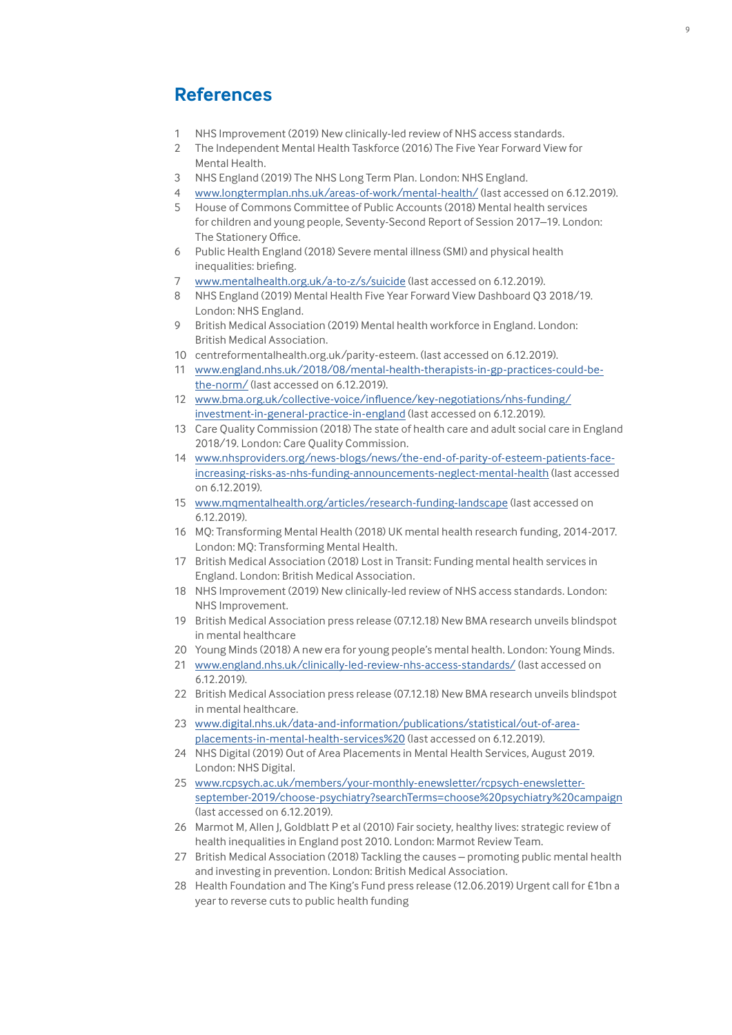## References

1. NHS Improvement (2019) New clinically-led review of NHS access standards.
2. The Independent Mental Health Taskforce (2016) The Five Year Forward View for Mental Health.
3. NHS England (2019) The NHS Long Term Plan. London: NHS England.
4. www.longtermplan.nhs.uk/areas-of-work/mental-health/ (last accessed on 6.12.2019).
5. House of Commons Committee of Public Accounts (2018) Mental health services for children and young people, Seventy-Second Report of Session 2017–19. London: The Stationery Office.
6. Public Health England (2018) Severe mental illness (SMI) and physical health inequalities: briefing.
7. www.mentalhealth.org.uk/a-to-z/s/suicide (last accessed on 6.12.2019).
8. NHS England (2019) Mental Health Five Year Forward View Dashboard Q3 2018/19. London: NHS England.
9. British Medical Association (2019) Mental health workforce in England. London: British Medical Association.
10. centreformentalhealth.org.uk/parity-esteem. (last accessed on 6.12.2019).
11. www.england.nhs.uk/2018/08/mental-health-therapists-in-gp-practices-could-be-the-norm/ (last accessed on 6.12.2019).
12. www.bma.org.uk/collective-voice/influence/key-negotiations/nhs-funding/investment-in-general-practice-in-england (last accessed on 6.12.2019).
13. Care Quality Commission (2018) The state of health care and adult social care in England 2018/19. London: Care Quality Commission.
14. www.nhsproviders.org/news-blogs/news/the-end-of-parity-of-esteem-patients-face-increasing-risks-as-nhs-funding-announcements-neglect-mental-health (last accessed on 6.12.2019).
15. www.mqmentalhealth.org/articles/research-funding-landscape (last accessed on 6.12.2019).
16. MQ: Transforming Mental Health (2018) UK mental health research funding, 2014-2017. London: MQ: Transforming Mental Health.
17. British Medical Association (2018) Lost in Transit: Funding mental health services in England. London: British Medical Association.
18. NHS Improvement (2019) New clinically-led review of NHS access standards. London: NHS Improvement.
19. British Medical Association press release (07.12.18) New BMA research unveils blindspot in mental healthcare
20. Young Minds (2018) A new era for young people's mental health. London: Young Minds.
21. www.england.nhs.uk/clinically-led-review-nhs-access-standards/ (last accessed on 6.12.2019).
22. British Medical Association press release (07.12.18) New BMA research unveils blindspot in mental healthcare.
23. www.digital.nhs.uk/data-and-information/publications/statistical/out-of-area-placements-in-mental-health-services%20 (last accessed on 6.12.2019).
24. NHS Digital (2019) Out of Area Placements in Mental Health Services, August 2019. London: NHS Digital.
25. www.rcpsych.ac.uk/members/your-monthly-enewsletter/rcpsych-enewsletter-september-2019/choose-psychiatry?searchTerms=choose%20psychiatry%20campaign (last accessed on 6.12.2019).
26. Marmot M, Allen J, Goldblatt P et al (2010) Fair society, healthy lives: strategic review of health inequalities in England post 2010. London: Marmot Review Team.
27. British Medical Association (2018) Tackling the causes – promoting public mental health and investing in prevention. London: British Medical Association.
28. Health Foundation and The King's Fund press release (12.06.2019) Urgent call for £1bn a year to reverse cuts to public health funding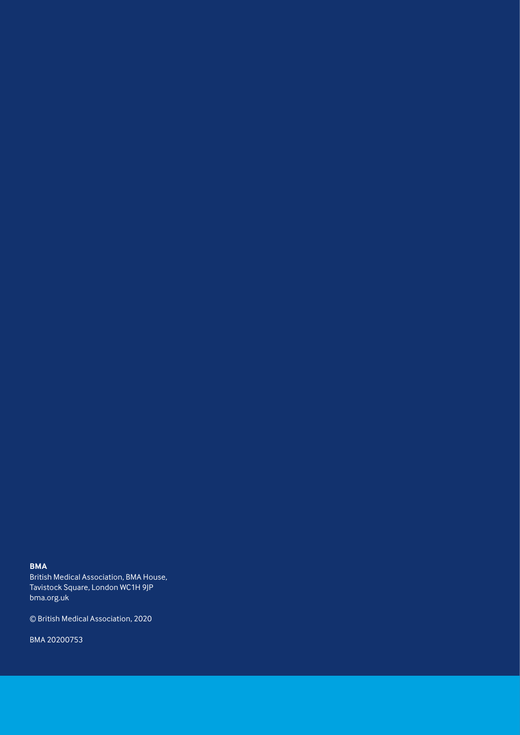**BMA**
British Medical Association, BMA House,
Tavistock Square, London WC1H 9JP
bma.org.uk

© British Medical Association, 2020

BMA 20200753